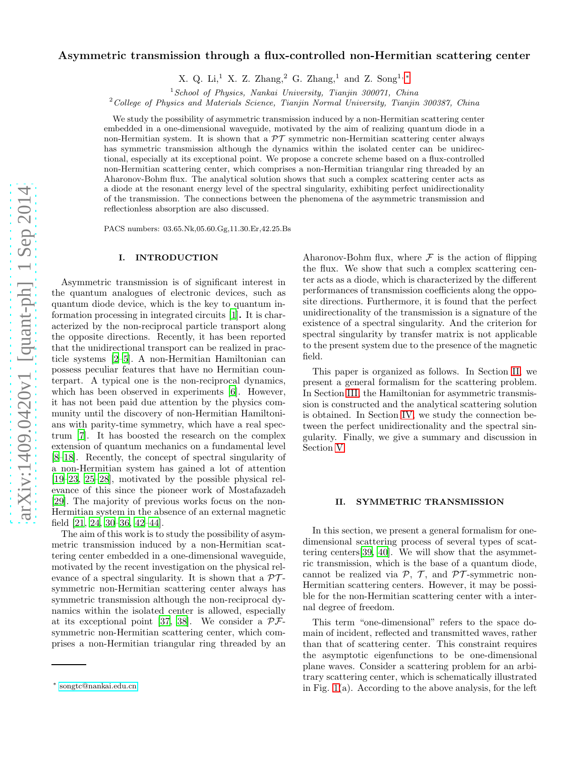# Asymmetric transmission through a flux-controlled non-Hermitian scattering center

X. Q. Li,[1] X. Z. Zhang,[2] G. Zhang,[1] and Z. Song[1,*]

[1] *School of Physics, Nankai University, Tianjin 300071, China*
[2] *College of Physics and Materials Science, Tianjin Normal University, Tianjin 300387, China*

We study the possibility of asymmetric transmission induced by a non-Hermitian scattering center embedded in a one-dimensional waveguide, motivated by the aim of realizing quantum diode in a non-Hermitian system. It is shown that a $\mathcal{PT}$ symmetric non-Hermitian scattering center always has symmetric transmission although the dynamics within the isolated center can be unidirectional, especially at its exceptional point. We propose a concrete scheme based on a flux-controlled non-Hermitian scattering center, which comprises a non-Hermitian triangular ring threaded by an Aharonov-Bohm flux. The analytical solution shows that such a complex scattering center acts as a diode at the resonant energy level of the spectral singularity, exhibiting perfect unidirectionality of the transmission. The connections between the phenomena of the asymmetric transmission and reflectionless absorption are also discussed.

PACS numbers: 03.65.Nk,05.60.Gg,11.30.Er,42.25.Bs

## I. INTRODUCTION

Asymmetric transmission is of significant interest in the quantum analogues of electronic devices, such as quantum diode device, which is the key to quantum information processing in integrated circuits [1]. It is characterized by the non-reciprocal particle transport along the opposite directions. Recently, it has been reported that the unidirectional transport can be realized in practicle systems [2–5]. A non-Hermitian Hamiltonian can possess peculiar features that have no Hermitian counterpart. A typical one is the non-reciprocal dynamics, which has been observed in experiments [6]. However, it has not been paid due attention by the physics community until the discovery of non-Hermitian Hamiltonians with parity-time symmetry, which have a real spectrum [7]. It has boosted the research on the complex extension of quantum mechanics on a fundamental level [8–18]. Recently, the concept of spectral singularity of a non-Hermitian system has gained a lot of attention [19–23, 25–28], motivated by the possible physical relevance of this since the pioneer work of Mostafazadeh [29]. The majority of previous works focus on the non-Hermitian system in the absence of an external magnetic field [21, 24, 30–36, 42–44].

The aim of this work is to study the possibility of asymmetric transmission induced by a non-Hermitian scattering center embedded in a one-dimensional waveguide, motivated by the recent investigation on the physical relevance of a spectral singularity. It is shown that a $\mathcal{PT}$-symmetric non-Hermitian scattering center always has symmetric transmission although the non-reciprocal dynamics within the isolated center is allowed, especially at its exceptional point [37, 38]. We consider a $\mathcal{PF}$-symmetric non-Hermitian scattering center, which comprises a non-Hermitian triangular ring threaded by an Aharonov-Bohm flux, where $\mathcal{F}$ is the action of flipping the flux. We show that such a complex scattering center acts as a diode, which is characterized by the different performances of transmission coefficients along the opposite directions. Furthermore, it is found that the perfect unidirectionality of the transmission is a signature of the existence of a spectral singularity. And the criterion for spectral singularity by transfer matrix is not applicable to the present system due to the presence of the magnetic field.

This paper is organized as follows. In Section II, we present a general formalism for the scattering problem. In Section III, the Hamiltonian for asymmetric transmission is constructed and the analytical scattering solution is obtained. In Section IV, we study the connection between the perfect unidirectionality and the spectral singularity. Finally, we give a summary and discussion in Section V.

## II. SYMMETRIC TRANSMISSION

In this section, we present a general formalism for one-dimensional scattering process of several types of scattering centers[39, 40]. We will show that the asymmetric transmission, which is the base of a quantum diode, cannot be realized via $\mathcal{P}$, $\mathcal{T}$, and $\mathcal{PT}$-symmetric non-Hermitian scattering centers. However, it may be possible for the non-Hermitian scattering center with a internal degree of freedom.

This term "one-dimensional" refers to the space domain of incident, reflected and transmitted waves, rather than that of scattering center. This constraint requires the asymptotic eigenfunctions to be one-dimensional plane waves. Consider a scattering problem for an arbitrary scattering center, which is schematically illustrated in Fig. 1(a). According to the above analysis, for the left

* songtc@nankai.edu.cn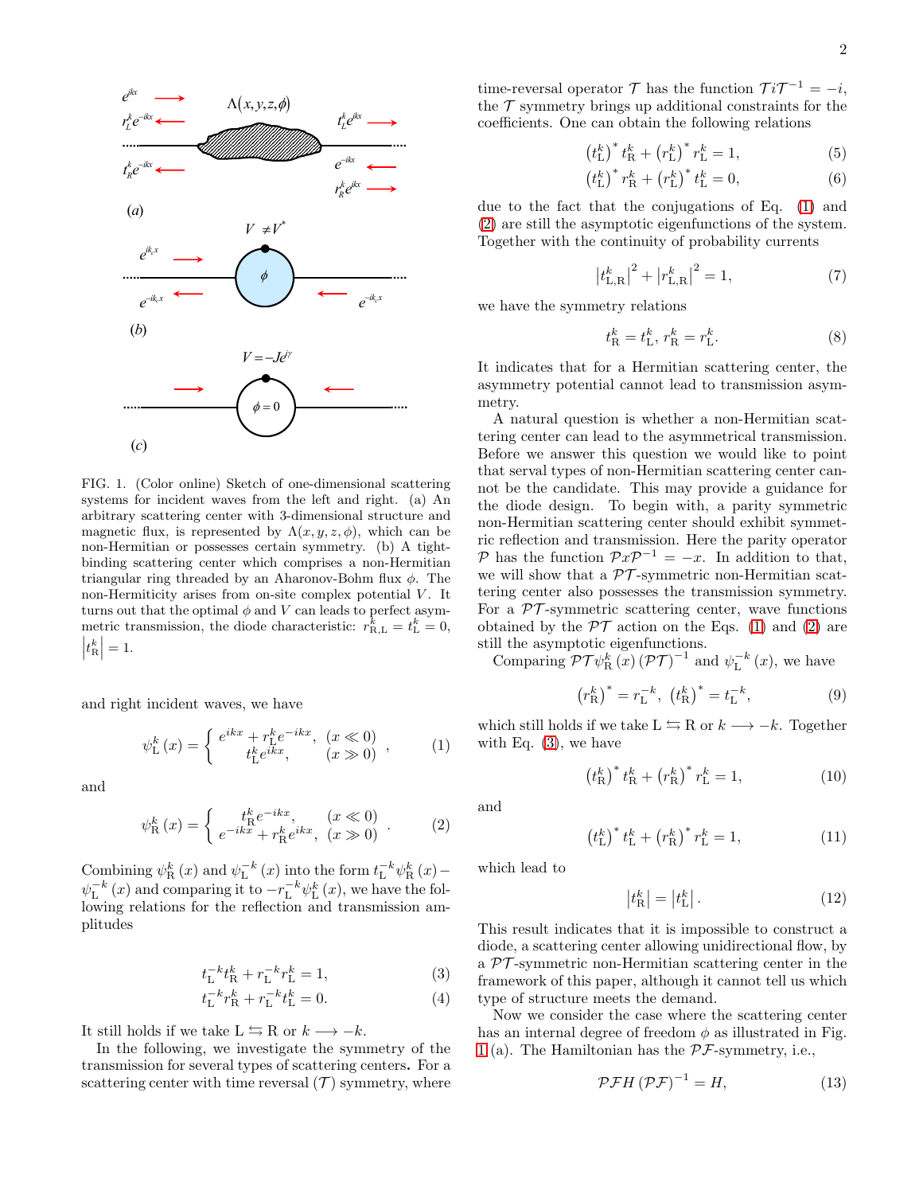FIG. 1. (Color online) Sketch of one-dimensional scattering systems for incident waves from the left and right. (a) An arbitrary scattering center with 3-dimensional structure and magnetic flux, is represented by $\Lambda(x, y, z, \phi)$, which can be non-Hermitian or possesses certain symmetry. (b) A tight-binding scattering center which comprises a non-Hermitian triangular ring threaded by an Aharonov-Bohm flux $\phi$. The non-Hermiticity arises from on-site complex potential $V$. It turns out that the optimal $\phi$ and $V$ can leads to perfect asymmetric transmission, the diode characteristic: $r_{\mathrm{R,L}}^{k} = t_{\mathrm{L}}^{k} = 0$, $\left|t_{\mathrm{R}}^{k}\right| = 1$.

and right incident waves, we have

$$\psi_{\mathrm{L}}^{k}(x) = \left\{ \begin{array}{cc} e^{ikx} + r_{\mathrm{L}}^{k} e^{-ikx}, & (x \ll 0) \\ t_{\mathrm{L}}^{k} e^{ikx}, & (x \gg 0) \end{array} \right. , \tag{1}$$

and

$$\psi_{\mathrm{R}}^{k}(x) = \left\{ \begin{array}{cc} t_{\mathrm{R}}^{k} e^{-ikx}, & (x \ll 0) \\ e^{-ikx} + r_{\mathrm{R}}^{k} e^{ikx}, & (x \gg 0) \end{array} \right. . \tag{2}$$

Combining $\psi_{\mathrm{R}}^{k}(x)$ and $\psi_{\mathrm{L}}^{-k}(x)$ into the form $t_{\mathrm{L}}^{-k}\psi_{\mathrm{R}}^{k}(x) - \psi_{\mathrm{L}}^{-k}(x)$ and comparing it to $-r_{\mathrm{L}}^{-k}\psi_{\mathrm{L}}^{k}(x)$, we have the following relations for the reflection and transmission amplitudes

$$t_{\mathrm{L}}^{-k} t_{\mathrm{R}}^{k} + r_{\mathrm{L}}^{-k} r_{\mathrm{L}}^{k} = 1, \tag{3}$$

$$t_{\mathrm{L}}^{-k} r_{\mathrm{R}}^{k} + r_{\mathrm{L}}^{-k} t_{\mathrm{L}}^{k} = 0. \tag{4}$$

It still holds if we take L $\leftrightarrows$ R or $k \longrightarrow -k$.

In the following, we investigate the symmetry of the transmission for several types of scattering centers**.** For a scattering center with time reversal ($\mathcal{T}$) symmetry, where time-reversal operator $\mathcal{T}$ has the function $\mathcal{T}i\mathcal{T}^{-1} = -i$, the $\mathcal{T}$ symmetry brings up additional constraints for the coefficients. One can obtain the following relations

$$\left(t_{\mathrm{L}}^{k}\right)^{*} t_{\mathrm{R}}^{k} + \left(r_{\mathrm{L}}^{k}\right)^{*} r_{\mathrm{L}}^{k} = 1, \tag{5}$$

$$\left(t_{\mathrm{L}}^{k}\right)^{*} r_{\mathrm{R}}^{k} + \left(r_{\mathrm{L}}^{k}\right)^{*} t_{\mathrm{L}}^{k} = 0, \tag{6}$$

due to the fact that the conjugations of Eq. (1) and (2) are still the asymptotic eigenfunctions of the system. Together with the continuity of probability currents

$$\left|t_{\mathrm{L,R}}^{k}\right|^{2} + \left|r_{\mathrm{L,R}}^{k}\right|^{2} = 1, \tag{7}$$

we have the symmetry relations

$$t_{\mathrm{R}}^{k} = t_{\mathrm{L}}^{k},\ r_{\mathrm{R}}^{k} = r_{\mathrm{L}}^{k}. \tag{8}$$

It indicates that for a Hermitian scattering center, the asymmetry potential cannot lead to transmission asymmetry.

A natural question is whether a non-Hermitian scattering center can lead to the asymmetrical transmission. Before we answer this question we would like to point that serval types of non-Hermitian scattering center cannot be the candidate. This may provide a guidance for the diode design. To begin with, a parity symmetric non-Hermitian scattering center should exhibit symmetric reflection and transmission. Here the parity operator $\mathcal{P}$ has the function $\mathcal{P}x\mathcal{P}^{-1} = -x$. In addition to that, we will show that a $\mathcal{PT}$-symmetric non-Hermitian scattering center also possesses the transmission symmetry. For a $\mathcal{PT}$-symmetric scattering center, wave functions obtained by the $\mathcal{PT}$ action on the Eqs. (1) and (2) are still the asymptotic eigenfunctions.

Comparing $\mathcal{PT}\psi_{\mathrm{R}}^{k}(x)(\mathcal{PT})^{-1}$ and $\psi_{\mathrm{L}}^{-k}(x)$, we have

$$\left(r_{\mathrm{R}}^{k}\right)^{*} = r_{\mathrm{L}}^{-k},\ \left(t_{\mathrm{R}}^{k}\right)^{*} = t_{\mathrm{L}}^{-k}, \tag{9}$$

which still holds if we take L $\leftrightarrows$ R or $k \longrightarrow -k$. Together with Eq. (3), we have

$$\left(t_{\mathrm{R}}^{k}\right)^{*} t_{\mathrm{R}}^{k} + \left(r_{\mathrm{R}}^{k}\right)^{*} r_{\mathrm{L}}^{k} = 1, \tag{10}$$

and

$$\left(t_{\mathrm{L}}^{k}\right)^{*} t_{\mathrm{L}}^{k} + \left(r_{\mathrm{R}}^{k}\right)^{*} r_{\mathrm{L}}^{k} = 1, \tag{11}$$

which lead to

$$\left|t_{\mathrm{R}}^{k}\right| = \left|t_{\mathrm{L}}^{k}\right|. \tag{12}$$

This result indicates that it is impossible to construct a diode, a scattering center allowing unidirectional flow, by a $\mathcal{PT}$-symmetric non-Hermitian scattering center in the framework of this paper, although it cannot tell us which type of structure meets the demand.

Now we consider the case where the scattering center has an internal degree of freedom $\phi$ as illustrated in Fig. 1 (a). The Hamiltonian has the $\mathcal{PF}$-symmetry, i.e.,

$$\mathcal{PF}H(\mathcal{PF})^{-1} = H, \tag{13}$$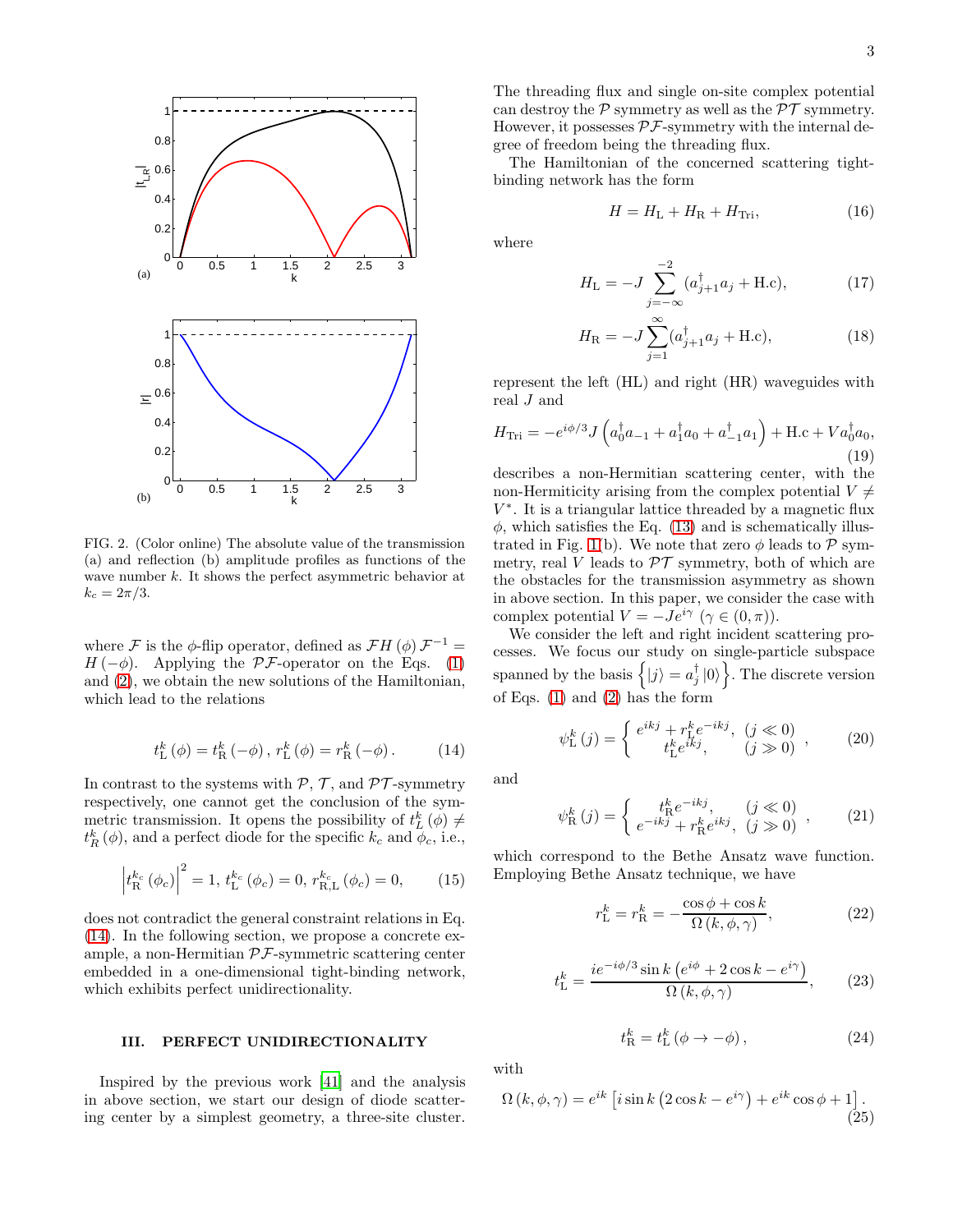FIG. 2. (Color online) The absolute value of the transmission (a) and reflection (b) amplitude profiles as functions of the wave number $k$. It shows the perfect asymmetric behavior at $k_c = 2\pi/3$.

where $\mathcal{F}$ is the $\phi$-flip operator, defined as $\mathcal{F}H(\phi)\mathcal{F}^{-1} = H(-\phi)$. Applying the $\mathcal{PF}$-operator on the Eqs. (1) and (2), we obtain the new solutions of the Hamiltonian, which lead to the relations

$$t_{\mathrm{L}}^{k}(\phi) = t_{\mathrm{R}}^{k}(-\phi),\ r_{\mathrm{L}}^{k}(\phi) = r_{\mathrm{R}}^{k}(-\phi). \tag{14}$$

In contrast to the systems with $\mathcal{P}$, $\mathcal{T}$, and $\mathcal{PT}$-symmetry respectively, one cannot get the conclusion of the symmetric transmission. It opens the possibility of $t_L^k(\phi) \neq t_R^k(\phi)$, and a perfect diode for the specific $k_c$ and $\phi_c$, i.e.,

$$\left|t_{\mathrm{R}}^{k_c}(\phi_c)\right|^2 = 1,\ t_{\mathrm{L}}^{k_c}(\phi_c) = 0,\ r_{\mathrm{R,L}}^{k_c}(\phi_c) = 0, \tag{15}$$

does not contradict the general constraint relations in Eq. (14). In the following section, we propose a concrete example, a non-Hermitian $\mathcal{PF}$-symmetric scattering center embedded in a one-dimensional tight-binding network, which exhibits perfect unidirectionality.

## III. PERFECT UNIDIRECTIONALITY

Inspired by the previous work [41] and the analysis in above section, we start our design of diode scattering center by a simplest geometry, a three-site cluster. The threading flux and single on-site complex potential can destroy the $\mathcal{P}$ symmetry as well as the $\mathcal{PT}$ symmetry. However, it possesses $\mathcal{PF}$-symmetry with the internal degree of freedom being the threading flux.

The Hamiltonian of the concerned scattering tight-binding network has the form

$$H = H_{\mathrm{L}} + H_{\mathrm{R}} + H_{\mathrm{Tri}}, \tag{16}$$

where

$$H_{\mathrm{L}} = -J\sum_{j=-\infty}^{-2}(a_{j+1}^{\dagger}a_j + \mathrm{H.c}), \tag{17}$$

$$H_{\mathrm{R}} = -J\sum_{j=1}^{\infty}(a_{j+1}^{\dagger}a_j + \mathrm{H.c}), \tag{18}$$

represent the left (HL) and right (HR) waveguides with real $J$ and

$$H_{\mathrm{Tri}} = -e^{i\phi/3}J\left(a_0^{\dagger}a_{-1} + a_1^{\dagger}a_0 + a_{-1}^{\dagger}a_1\right) + \mathrm{H.c} + Va_0^{\dagger}a_0, \tag{19}$$

describes a non-Hermitian scattering center, with the non-Hermiticity arising from the complex potential $V \neq V^*$. It is a triangular lattice threaded by a magnetic flux $\phi$, which satisfies the Eq. (13) and is schematically illustrated in Fig. 1(b). We note that zero $\phi$ leads to $\mathcal{P}$ symmetry, real $V$ leads to $\mathcal{PT}$ symmetry, both of which are the obstacles for the transmission asymmetry as shown in above section. In this paper, we consider the case with complex potential $V = -Je^{i\gamma}$ ($\gamma \in (0,\pi)$).

We consider the left and right incident scattering processes. We focus our study on single-particle subspace spanned by the basis $\left\{|j\rangle = a_j^{\dagger}|0\rangle\right\}$. The discrete version of Eqs. (1) and (2) has the form

$$\psi_{\mathrm{L}}^{k}(j) = \begin{cases} e^{ikj} + r_{\mathrm{L}}^{k}e^{-ikj}, & (j \ll 0) \\ t_{\mathrm{L}}^{k}e^{ikj}, & (j \gg 0) \end{cases}, \tag{20}$$

and

$$\psi_{\mathrm{R}}^{k}(j) = \begin{cases} t_{\mathrm{R}}^{k}e^{-ikj}, & (j \ll 0) \\ e^{-ikj} + r_{\mathrm{R}}^{k}e^{ikj}, & (j \gg 0) \end{cases}, \tag{21}$$

which correspond to the Bethe Ansatz wave function. Employing Bethe Ansatz technique, we have

$$r_{\mathrm{L}}^{k} = r_{\mathrm{R}}^{k} = -\frac{\cos\phi + \cos k}{\Omega(k,\phi,\gamma)}, \tag{22}$$

$$t_{\mathrm{L}}^{k} = \frac{ie^{-i\phi/3}\sin k\left(e^{i\phi} + 2\cos k - e^{i\gamma}\right)}{\Omega(k,\phi,\gamma)}, \tag{23}$$

$$t_{\mathrm{R}}^{k} = t_{\mathrm{L}}^{k}(\phi \to -\phi), \tag{24}$$

with

$$\Omega(k,\phi,\gamma) = e^{ik}\left[i\sin k\left(2\cos k - e^{i\gamma}\right) + e^{ik}\cos\phi + 1\right]. \tag{25}$$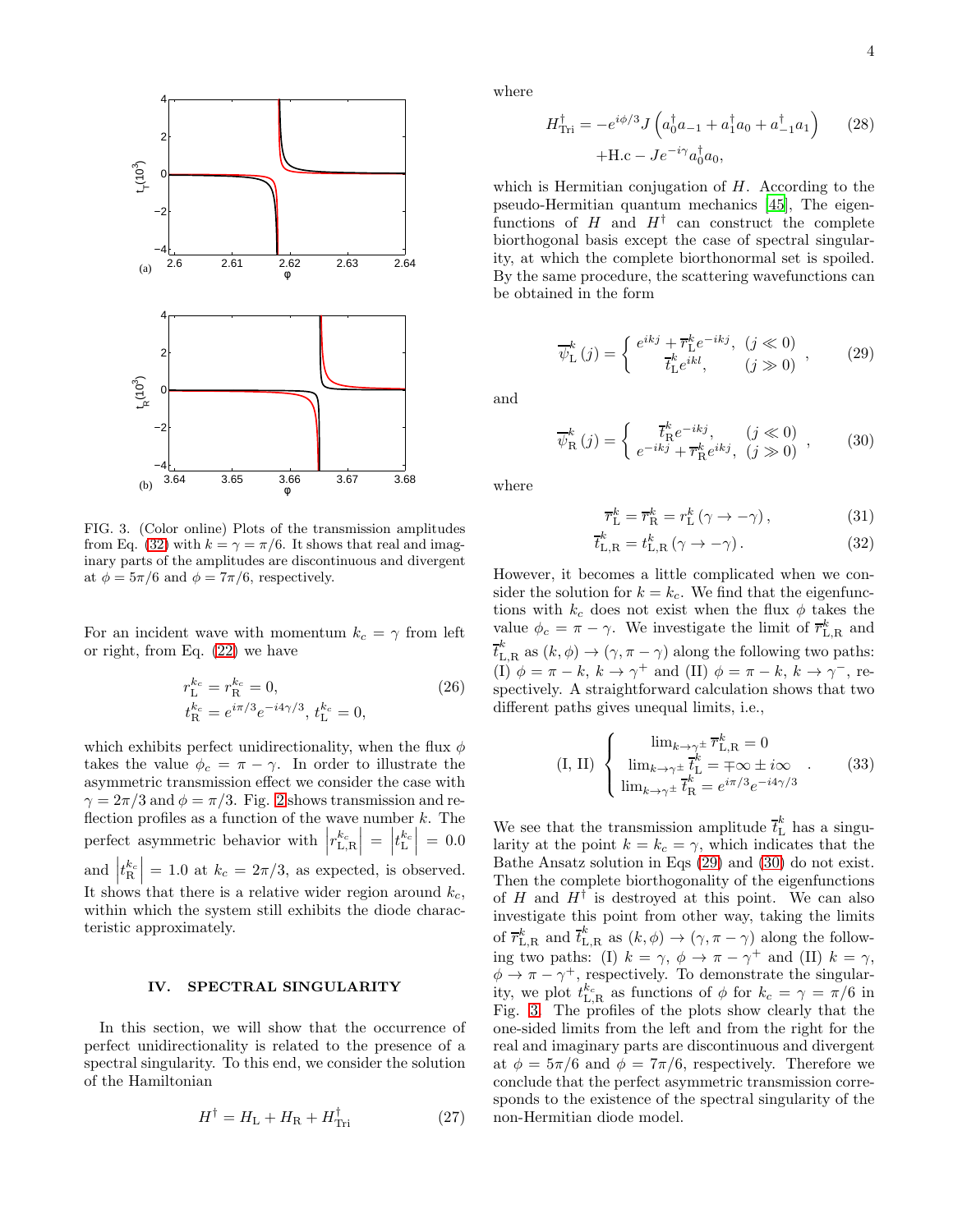FIG. 3. (Color online) Plots of the transmission amplitudes from Eq. (32) with $k = \gamma = \pi/6$. It shows that real and imaginary parts of the amplitudes are discontinuous and divergent at $\phi = 5\pi/6$ and $\phi = 7\pi/6$, respectively.

For an incident wave with momentum $k_c = \gamma$ from left or right, from Eq. (22) we have

$$r_{\mathrm{L}}^{k_c} = r_{\mathrm{R}}^{k_c} = 0, \qquad (26)$$
$$t_{\mathrm{R}}^{k_c} = e^{i\pi/3}e^{-i4\gamma/3},\ t_{\mathrm{L}}^{k_c} = 0,$$

which exhibits perfect unidirectionality, when the flux $\phi$ takes the value $\phi_c = \pi - \gamma$. In order to illustrate the asymmetric transmission effect we consider the case with $\gamma = 2\pi/3$ and $\phi = \pi/3$. Fig. 2 shows transmission and reflection profiles as a function of the wave number $k$. The perfect asymmetric behavior with $\left|r_{\mathrm{L,R}}^{k_c}\right| = \left|t_{\mathrm{L}}^{k_c}\right| = 0.0$ and $\left|t_{\mathrm{R}}^{k_c}\right| = 1.0$ at $k_c = 2\pi/3$, as expected, is observed. It shows that there is a relative wider region around $k_c$, within which the system still exhibits the diode characteristic approximately.

## IV. SPECTRAL SINGULARITY

In this section, we will show that the occurrence of perfect unidirectionality is related to the presence of a spectral singularity. To this end, we consider the solution of the Hamiltonian

$$H^{\dagger} = H_{\mathrm{L}} + H_{\mathrm{R}} + H_{\mathrm{Tri}}^{\dagger} \qquad (27)$$

where

$$H_{\mathrm{Tri}}^{\dagger} = -e^{i\phi/3}J\left(a_0^{\dagger}a_{-1} + a_1^{\dagger}a_0 + a_{-1}^{\dagger}a_1\right) + \mathrm{H.c} - Je^{-i\gamma}a_0^{\dagger}a_0, \qquad (28)$$

which is Hermitian conjugation of $H$. According to the pseudo-Hermitian quantum mechanics [45], The eigenfunctions of $H$ and $H^{\dagger}$ can construct the complete biorthogonal basis except the case of spectral singularity, at which the complete biorthonormal set is spoiled. By the same procedure, the scattering wavefunctions can be obtained in the form

$$\overline{\psi}_{\mathrm{L}}^{k}(j) = \begin{cases} e^{ikj} + \overline{r}_{\mathrm{L}}^{k}e^{-ikj}, & (j \ll 0) \\ \overline{t}_{\mathrm{L}}^{k}e^{ikl}, & (j \gg 0) \end{cases}, \qquad (29)$$

and

$$\overline{\psi}_{\mathrm{R}}^{k}(j) = \begin{cases} \overline{t}_{\mathrm{R}}^{k}e^{-ikj}, & (j \ll 0) \\ e^{-ikj} + \overline{r}_{\mathrm{R}}^{k}e^{ikj}, & (j \gg 0) \end{cases}, \qquad (30)$$

where

$$\overline{r}_{\mathrm{L}}^{k} = \overline{r}_{\mathrm{R}}^{k} = r_{\mathrm{L}}^{k}(\gamma \rightarrow -\gamma), \qquad (31)$$
$$\overline{t}_{\mathrm{L,R}}^{k} = t_{\mathrm{L,R}}^{k}(\gamma \rightarrow -\gamma). \qquad (32)$$

However, it becomes a little complicated when we consider the solution for $k = k_c$. We find that the eigenfunctions with $k_c$ does not exist when the flux $\phi$ takes the value $\phi_c = \pi - \gamma$. We investigate the limit of $\overline{r}_{\mathrm{L,R}}^{k}$ and $\overline{t}_{\mathrm{L,R}}^{k}$ as $(k, \phi) \rightarrow (\gamma, \pi - \gamma)$ along the following two paths: (I) $\phi = \pi - k$, $k \rightarrow \gamma^{+}$ and (II) $\phi = \pi - k$, $k \rightarrow \gamma^{-}$, respectively. A straightforward calculation shows that two different paths gives unequal limits, i.e.,

$$(\mathrm{I, II}) \begin{cases} \lim_{k\rightarrow\gamma^{\pm}} \overline{r}_{\mathrm{L,R}}^{k} = 0 \\ \lim_{k\rightarrow\gamma^{\pm}} \overline{t}_{\mathrm{L}}^{k} = \mp\infty \pm i\infty \\ \lim_{k\rightarrow\gamma^{\pm}} \overline{t}_{\mathrm{R}}^{k} = e^{i\pi/3}e^{-i4\gamma/3} \end{cases}. \qquad (33)$$

We see that the transmission amplitude $\overline{t}_{\mathrm{L}}^{k}$ has a singularity at the point $k = k_c = \gamma$, which indicates that the Bathe Ansatz solution in Eqs (29) and (30) do not exist. Then the complete biorthogonality of the eigenfunctions of $H$ and $H^{\dagger}$ is destroyed at this point. We can also investigate this point from other way, taking the limits of $\overline{r}_{\mathrm{L,R}}^{k}$ and $\overline{t}_{\mathrm{L,R}}^{k}$ as $(k, \phi) \rightarrow (\gamma, \pi - \gamma)$ along the following two paths: (I) $k = \gamma$, $\phi \rightarrow \pi - \gamma^{+}$ and (II) $k = \gamma$, $\phi \rightarrow \pi - \gamma^{+}$, respectively. To demonstrate the singularity, we plot $t_{\mathrm{L,R}}^{k_c}$ as functions of $\phi$ for $k_c = \gamma = \pi/6$ in Fig. 3. The profiles of the plots show clearly that the one-sided limits from the left and from the right for the real and imaginary parts are discontinuous and divergent at $\phi = 5\pi/6$ and $\phi = 7\pi/6$, respectively. Therefore we conclude that the perfect asymmetric transmission corresponds to the existence of the spectral singularity of the non-Hermitian diode model.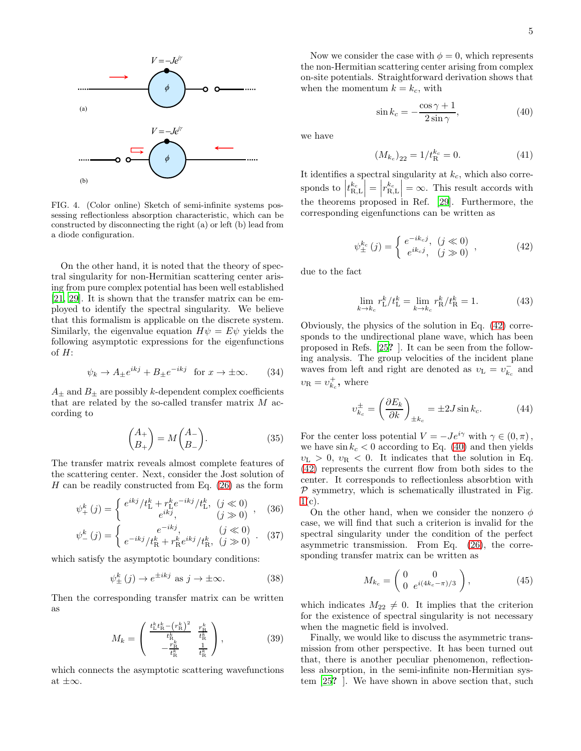FIG. 4. (Color online) Sketch of semi-infinite systems possessing reflectionless absorption characteristic, which can be constructed by disconnecting the right (a) or left (b) lead from a diode configuration.

On the other hand, it is noted that the theory of spectral singularity for non-Hermitian scattering center arising from pure complex potential has been well established [21, 29]. It is shown that the transfer matrix can be employed to identify the spectral singularity. We believe that this formalism is applicable on the discrete system. Similarly, the eigenvalue equation $H\psi = E\psi$ yields the following asymptotic expressions for the eigenfunctions of $H$:

$$\psi_k \to A_{\pm} e^{ikj} + B_{\pm} e^{-ikj} \quad \text{for } x \to \pm\infty. \tag{34}$$

$A_{\pm}$ and $B_{\pm}$ are possibly $k$-dependent complex coefficients that are related by the so-called transfer matrix $M$ according to

$$\begin{pmatrix} A_+ \\ B_+ \end{pmatrix} = M \begin{pmatrix} A_- \\ B_- \end{pmatrix}. \tag{35}$$

The transfer matrix reveals almost complete features of the scattering center. Next, consider the Jost solution of $H$ can be readily constructed from Eq. (26) as the form

$$\psi_+^k(j) = \begin{cases} e^{ikj}/t_{\mathrm{L}}^k + r_{\mathrm{L}}^k e^{-ikj}/t_{\mathrm{L}}^k, & (j \ll 0) \\ e^{ikj}, & (j \gg 0) \end{cases}, \tag{36}$$

$$\psi_-^k(j) = \begin{cases} e^{-ikj}, & (j \ll 0) \\ e^{-ikj}/t_{\mathrm{R}}^k + r_{\mathrm{R}}^k e^{ikj}/t_{\mathrm{R}}^k, & (j \gg 0) \end{cases}. \tag{37}$$

which satisfy the asymptotic boundary conditions:

$$\psi_\pm^k(j) \to e^{\pm ikj} \text{ as } j \to \pm\infty. \tag{38}$$

Then the corresponding transfer matrix can be written as

$$M_k = \begin{pmatrix} \frac{t_{\mathrm{L}}^k t_{\mathrm{R}}^k - \left(r_{\mathrm{R}}^k\right)^2}{t_{\mathrm{R}}^k} & \frac{r_{\mathrm{R}}^k}{t_{\mathrm{R}}^k} \\ -\frac{r_{\mathrm{R}}^k}{t_{\mathrm{R}}^k} & \frac{1}{t_{\mathrm{R}}^k} \end{pmatrix}, \tag{39}$$

which connects the asymptotic scattering wavefunctions at $\pm\infty$.

Now we consider the case with $\phi = 0$, which represents the non-Hermitian scattering center arising from complex on-site potentials. Straightforward derivation shows that when the momentum $k = k_c$, with

$$\sin k_c = -\frac{\cos\gamma + 1}{2\sin\gamma}, \tag{40}$$

we have

$$\left(M_{k_c}\right)_{22} = 1/t_{\mathrm{R}}^{k_c} = 0. \tag{41}$$

It identifies a spectral singularity at $k_c$, which also corresponds to $\left|t_{\mathrm{R,L}}^{k_c}\right| = \left|r_{\mathrm{R,L}}^{k_c}\right| = \infty$. This result accords with the theorems proposed in Ref. [29]. Furthermore, the corresponding eigenfunctions can be written as

$$\psi_\pm^{k_c}(j) = \begin{cases} e^{-ik_c j}, & (j \ll 0) \\ e^{ik_c j}, & (j \gg 0) \end{cases}, \tag{42}$$

due to the fact

$$\lim_{k \to k_c} r_{\mathrm{L}}^k / t_{\mathrm{L}}^k = \lim_{k \to k_c} r_{\mathrm{R}}^k / t_{\mathrm{R}}^k = 1. \tag{43}$$

Obviously, the physics of the solution in Eq. (42) corresponds to the undirectional plane wave, which has been proposed in Refs. [25? ]. It can be seen from the following analysis. The group velocities of the incident plane waves from left and right are denoted as $\upsilon_{\mathrm{L}} = \upsilon_{k_c}^-$ and $\upsilon_{\mathrm{R}} = \upsilon_{k_c}^+$, where

$$\upsilon_{k_c}^{\pm} = \left(\frac{\partial E_k}{\partial k}\right)_{\pm k_c} = \pm 2J \sin k_c. \tag{44}$$

For the center loss potential $V = -Je^{i\gamma}$ with $\gamma \in (0, \pi)$, we have $\sin k_c < 0$ according to Eq. (40) and then yields $\upsilon_{\mathrm{L}} > 0$, $\upsilon_{\mathrm{R}} < 0$. It indicates that the solution in Eq. (42) represents the current flow from both sides to the center. It corresponds to reflectionless absorption with $\mathcal{P}$ symmetry, which is schematically illustrated in Fig. 1(c).

On the other hand, when we consider the nonzero $\phi$ case, we will find that such a criterion is invalid for the spectral singularity under the condition of the perfect asymmetric transmission. From Eq. (26), the corresponding transfer matrix can be written as

$$M_{k_c} = \begin{pmatrix} 0 & 0 \\ 0 & e^{i(4k_c - \pi)/3} \end{pmatrix}, \tag{45}$$

which indicates $M_{22} \neq 0$. It implies that the criterion for the existence of spectral singularity is not necessary when the magnetic field is involved.

Finally, we would like to discuss the asymmetric transmission from other perspective. It has been turned out that, there is another peculiar phenomenon, reflectionless absorption, in the semi-infinite non-Hermitian system [25? ]. We have shown in above section that, such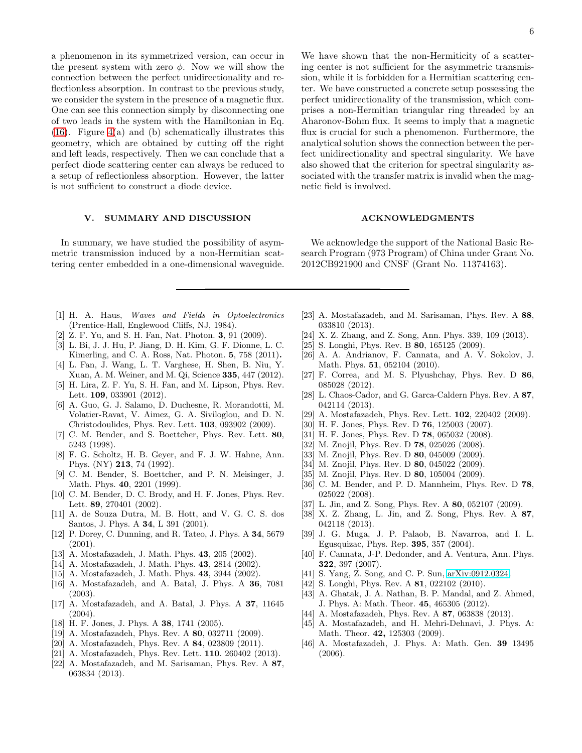a phenomenon in its symmetrized version, can occur in the present system with zero $\phi$. Now we will show the connection between the perfect unidirectionality and reflectionless absorption. In contrast to the previous study, we consider the system in the presence of a magnetic flux. One can see this connection simply by disconnecting one of two leads in the system with the Hamiltonian in Eq. (16). Figure 4(a) and (b) schematically illustrates this geometry, which are obtained by cutting off the right and left leads, respectively. Then we can conclude that a perfect diode scattering center can always be reduced to a setup of reflectionless absorption. However, the latter is not sufficient to construct a diode device.

## V. SUMMARY AND DISCUSSION

In summary, we have studied the possibility of asymmetric transmission induced by a non-Hermitian scattering center embedded in a one-dimensional waveguide. We have shown that the non-Hermiticity of a scattering center is not sufficient for the asymmetric transmission, while it is forbidden for a Hermitian scattering center. We have constructed a concrete setup possessing the perfect unidirectionality of the transmission, which comprises a non-Hermitian triangular ring threaded by an Aharonov-Bohm flux. It seems to imply that a magnetic flux is crucial for such a phenomenon. Furthermore, the analytical solution shows the connection between the perfect unidirectionality and spectral singularity. We have also showed that the criterion for spectral singularity associated with the transfer matrix is invalid when the magnetic field is involved.

## ACKNOWLEDGMENTS

We acknowledge the support of the National Basic Research Program (973 Program) of China under Grant No. 2012CB921900 and CNSF (Grant No. 11374163).

---

[1] H. A. Haus, *Waves and Fields in Optoelectronics* (Prentice-Hall, Englewood Cliffs, NJ, 1984).
[2] Z. F. Yu, and S. H. Fan, Nat. Photon. **3**, 91 (2009).
[3] L. Bi, J. J. Hu, P. Jiang, D. H. Kim, G. F. Dionne, L. C. Kimerling, and C. A. Ross, Nat. Photon. **5**, 758 (2011).
[4] L. Fan, J. Wang, L. T. Varghese, H. Shen, B. Niu, Y. Xuan, A. M. Weiner, and M. Qi, Science **335**, 447 (2012).
[5] H. Lira, Z. F. Yu, S. H. Fan, and M. Lipson, Phys. Rev. Lett. **109**, 033901 (2012).
[6] A. Guo, G. J. Salamo, D. Duchesne, R. Morandotti, M. Volatier-Ravat, V. Aimez, G. A. Siviloglou, and D. N. Christodoulides, Phys. Rev. Lett. **103**, 093902 (2009).
[7] C. M. Bender, and S. Boettcher, Phys. Rev. Lett. **80**, 5243 (1998).
[8] F. G. Scholtz, H. B. Geyer, and F. J. W. Hahne, Ann. Phys. (NY) **213**, 74 (1992).
[9] C. M. Bender, S. Boettcher, and P. N. Meisinger, J. Math. Phys. **40**, 2201 (1999).
[10] C. M. Bender, D. C. Brody, and H. F. Jones, Phys. Rev. Lett. **89**, 270401 (2002).
[11] A. de Souza Dutra, M. B. Hott, and V. G. C. S. dos Santos, J. Phys. A **34**, L 391 (2001).
[12] P. Dorey, C. Dunning, and R. Tateo, J. Phys. A **34**, 5679 (2001).
[13] A. Mostafazadeh, J. Math. Phys. **43**, 205 (2002).
[14] A. Mostafazadeh, J. Math. Phys. **43**, 2814 (2002).
[15] A. Mostafazadeh, J. Math. Phys. **43**, 3944 (2002).
[16] A. Mostafazadeh, and A. Batal, J. Phys. A **36**, 7081 (2003).
[17] A. Mostafazadeh, and A. Batal, J. Phys. A **37**, 11645 (2004).
[18] H. F. Jones, J. Phys. A **38**, 1741 (2005).
[19] A. Mostafazadeh, Phys. Rev. A **80**, 032711 (2009).
[20] A. Mostafazadeh, Phys. Rev. A **84**, 023809 (2011).
[21] A. Mostafazadeh, Phys. Rev. Lett. **110**. 260402 (2013).
[22] A. Mostafazadeh, and M. Sarisaman, Phys. Rev. A **87**, 063834 (2013).
[23] A. Mostafazadeh, and M. Sarisaman, Phys. Rev. A **88**, 033810 (2013).
[24] X. Z. Zhang, and Z. Song, Ann. Phys. 339, 109 (2013).
[25] S. Longhi, Phys. Rev. B **80**, 165125 (2009).
[26] A. A. Andrianov, F. Cannata, and A. V. Sokolov, J. Math. Phys. **51**, 052104 (2010).
[27] F. Correa, and M. S. Plyushchay, Phys. Rev. D **86**, 085028 (2012).
[28] L. Chaos-Cador, and G. Garca-Caldern Phys. Rev. A **87**, 042114 (2013).
[29] A. Mostafazadeh, Phys. Rev. Lett. **102**, 220402 (2009).
[30] H. F. Jones, Phys. Rev. D **76**, 125003 (2007).
[31] H. F. Jones, Phys. Rev. D **78**, 065032 (2008).
[32] M. Znojil, Phys. Rev. D **78**, 025026 (2008).
[33] M. Znojil, Phys. Rev. D **80**, 045009 (2009).
[34] M. Znojil, Phys. Rev. D **80**, 045022 (2009).
[35] M. Znojil, Phys. Rev. D **80**, 105004 (2009).
[36] C. M. Bender, and P. D. Mannheim, Phys. Rev. D **78**, 025022 (2008).
[37] L. Jin, and Z. Song, Phys. Rev. A **80**, 052107 (2009).
[38] X. Z. Zhang, L. Jin, and Z. Song, Phys. Rev. A **87**, 042118 (2013).
[39] J. G. Muga, J. P. Palaob, B. Navarroa, and I. L. Egusquizac, Phys. Rep. **395**, 357 (2004).
[40] F. Cannata, J-P. Dedonder, and A. Ventura, Ann. Phys. **322**, 397 (2007).
[41] S. Yang, Z. Song, and C. P. Sun, arXiv:0912.0324.
[42] S. Longhi, Phys. Rev. A **81**, 022102 (2010).
[43] A. Ghatak, J. A. Nathan, B. P. Mandal, and Z. Ahmed, J. Phys. A: Math. Theor. **45**, 465305 (2012).
[44] A. Mostafazadeh, Phys. Rev. A **87**, 063838 (2013).
[45] A. Mostafazadeh, and H. Mehri-Dehnavi, J. Phys. A: Math. Theor. **42,** 125303 (2009).
[46] A. Mostafazadeh, J. Phys. A: Math. Gen. **39** 13495 (2006).